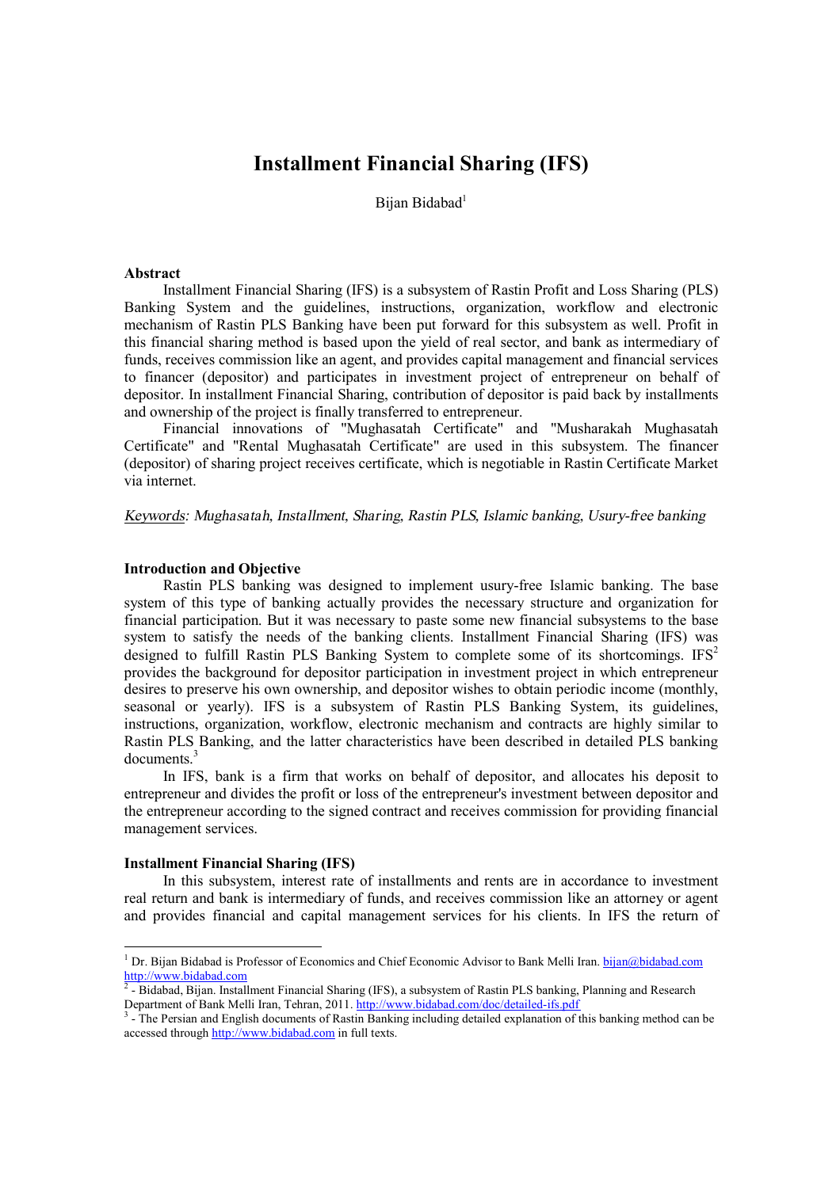# Installment Financial Sharing (IFS)

Bijan Bidabad[1]

### Abstract

Installment Financial Sharing (IFS) is a subsystem of Rastin Profit and Loss Sharing (PLS) Banking System and the guidelines, instructions, organization, workflow and electronic mechanism of Rastin PLS Banking have been put forward for this subsystem as well. Profit in this financial sharing method is based upon the yield of real sector, and bank as intermediary of funds, receives commission like an agent, and provides capital management and financial services to financer (depositor) and participates in investment project of entrepreneur on behalf of depositor. In installment Financial Sharing, contribution of depositor is paid back by installments and ownership of the project is finally transferred to entrepreneur.

Financial innovations of "Mughasatah Certificate" and "Musharakah Mughasatah Certificate" and "Rental Mughasatah Certificate" are used in this subsystem. The financer (depositor) of sharing project receives certificate, which is negotiable in Rastin Certificate Market via internet.

*Keywords: Mughasatah, Installment, Sharing, Rastin PLS, Islamic banking, Usury-free banking*

### Introduction and Objective

Rastin PLS banking was designed to implement usury-free Islamic banking. The base system of this type of banking actually provides the necessary structure and organization for financial participation. But it was necessary to paste some new financial subsystems to the base system to satisfy the needs of the banking clients. Installment Financial Sharing (IFS) was designed to fulfill Rastin PLS Banking System to complete some of its shortcomings. IFS[2] provides the background for depositor participation in investment project in which entrepreneur desires to preserve his own ownership, and depositor wishes to obtain periodic income (monthly, seasonal or yearly). IFS is a subsystem of Rastin PLS Banking System, its guidelines, instructions, organization, workflow, electronic mechanism and contracts are highly similar to Rastin PLS Banking, and the latter characteristics have been described in detailed PLS banking documents.[3]

In IFS, bank is a firm that works on behalf of depositor, and allocates his deposit to entrepreneur and divides the profit or loss of the entrepreneur's investment between depositor and the entrepreneur according to the signed contract and receives commission for providing financial management services.

### Installment Financial Sharing (IFS)

In this subsystem, interest rate of installments and rents are in accordance to investment real return and bank is intermediary of funds, and receives commission like an attorney or agent and provides financial and capital management services for his clients. In IFS the return of

---

[1] Dr. Bijan Bidabad is Professor of Economics and Chief Economic Advisor to Bank Melli Iran. bijan@bidabad.com http://www.bidabad.com

[2] - Bidabad, Bijan. Installment Financial Sharing (IFS), a subsystem of Rastin PLS banking, Planning and Research Department of Bank Melli Iran, Tehran, 2011. http://www.bidabad.com/doc/detailed-ifs.pdf

[3] - The Persian and English documents of Rastin Banking including detailed explanation of this banking method can be accessed through http://www.bidabad.com in full texts.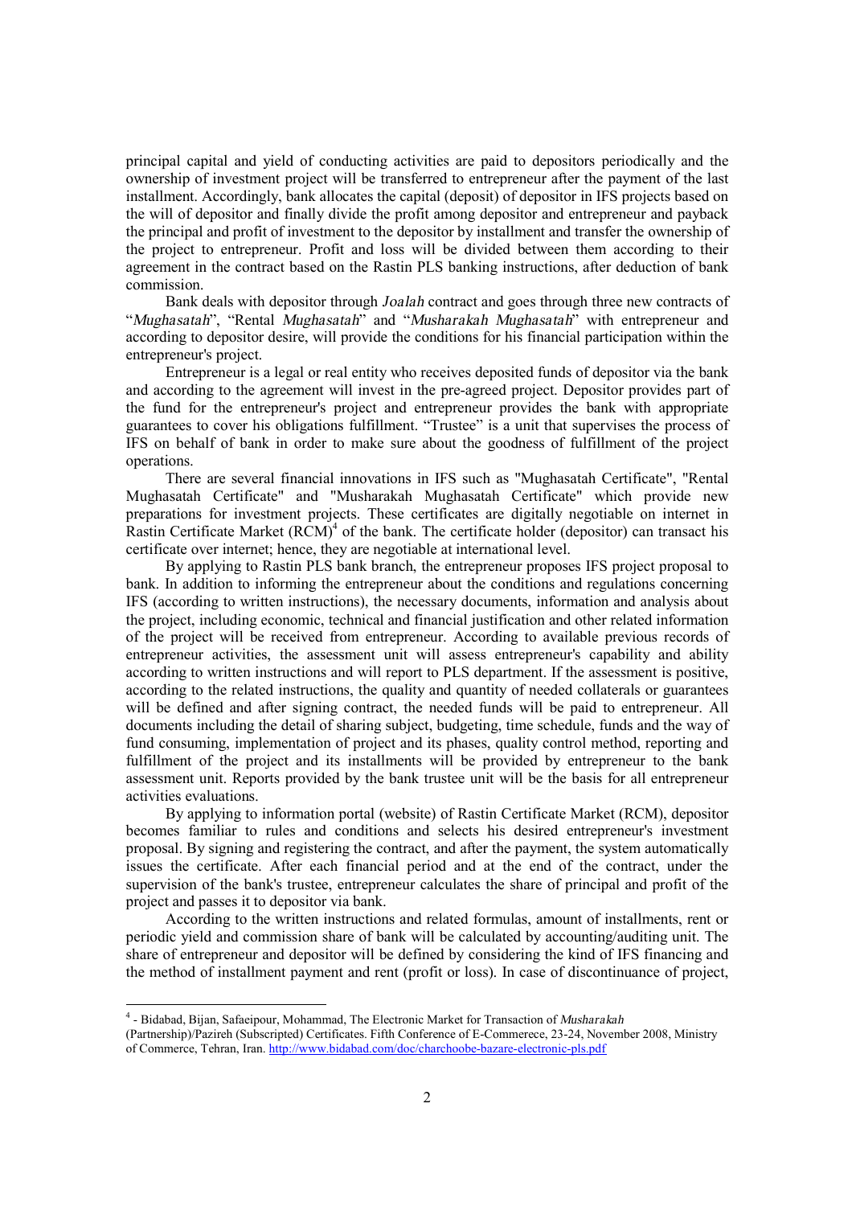principal capital and yield of conducting activities are paid to depositors periodically and the ownership of investment project will be transferred to entrepreneur after the payment of the last installment. Accordingly, bank allocates the capital (deposit) of depositor in IFS projects based on the will of depositor and finally divide the profit among depositor and entrepreneur and payback the principal and profit of investment to the depositor by installment and transfer the ownership of the project to entrepreneur. Profit and loss will be divided between them according to their agreement in the contract based on the Rastin PLS banking instructions, after deduction of bank commission.

Bank deals with depositor through *Joalah* contract and goes through three new contracts of "*Mughasatah*", "Rental *Mughasatah*" and "*Musharakah Mughasatah*" with entrepreneur and according to depositor desire, will provide the conditions for his financial participation within the entrepreneur's project.

Entrepreneur is a legal or real entity who receives deposited funds of depositor via the bank and according to the agreement will invest in the pre-agreed project. Depositor provides part of the fund for the entrepreneur's project and entrepreneur provides the bank with appropriate guarantees to cover his obligations fulfillment. "Trustee" is a unit that supervises the process of IFS on behalf of bank in order to make sure about the goodness of fulfillment of the project operations.

There are several financial innovations in IFS such as "Mughasatah Certificate", "Rental Mughasatah Certificate" and "Musharakah Mughasatah Certificate" which provide new preparations for investment projects. These certificates are digitally negotiable on internet in Rastin Certificate Market (RCM)[4] of the bank. The certificate holder (depositor) can transact his certificate over internet; hence, they are negotiable at international level.

By applying to Rastin PLS bank branch, the entrepreneur proposes IFS project proposal to bank. In addition to informing the entrepreneur about the conditions and regulations concerning IFS (according to written instructions), the necessary documents, information and analysis about the project, including economic, technical and financial justification and other related information of the project will be received from entrepreneur. According to available previous records of entrepreneur activities, the assessment unit will assess entrepreneur's capability and ability according to written instructions and will report to PLS department. If the assessment is positive, according to the related instructions, the quality and quantity of needed collaterals or guarantees will be defined and after signing contract, the needed funds will be paid to entrepreneur. All documents including the detail of sharing subject, budgeting, time schedule, funds and the way of fund consuming, implementation of project and its phases, quality control method, reporting and fulfillment of the project and its installments will be provided by entrepreneur to the bank assessment unit. Reports provided by the bank trustee unit will be the basis for all entrepreneur activities evaluations.

By applying to information portal (website) of Rastin Certificate Market (RCM), depositor becomes familiar to rules and conditions and selects his desired entrepreneur's investment proposal. By signing and registering the contract, and after the payment, the system automatically issues the certificate. After each financial period and at the end of the contract, under the supervision of the bank's trustee, entrepreneur calculates the share of principal and profit of the project and passes it to depositor via bank.

According to the written instructions and related formulas, amount of installments, rent or periodic yield and commission share of bank will be calculated by accounting/auditing unit. The share of entrepreneur and depositor will be defined by considering the kind of IFS financing and the method of installment payment and rent (profit or loss). In case of discontinuance of project,

---

[4] - Bidabad, Bijan, Safaeipour, Mohammad, The Electronic Market for Transaction of *Musharakah* (Partnership)/Pazireh (Subscripted) Certificates. Fifth Conference of E-Commerece, 23-24, November 2008, Ministry of Commerce, Tehran, Iran. http://www.bidabad.com/doc/charchoobe-bazare-electronic-pls.pdf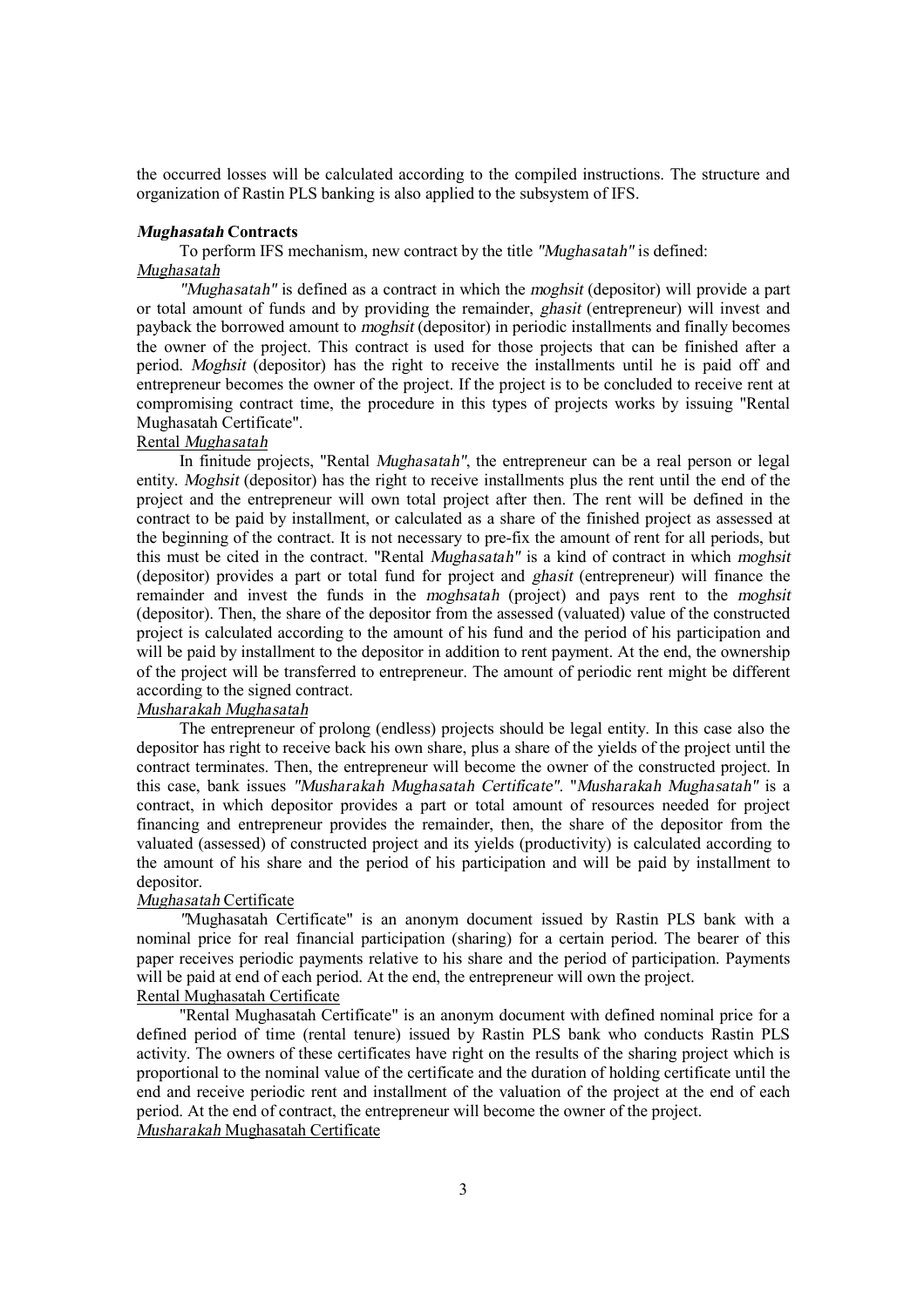the occurred losses will be calculated according to the compiled instructions. The structure and organization of Rastin PLS banking is also applied to the subsystem of IFS.

### *Mughasatah* Contracts

To perform IFS mechanism, new contract by the title *"Mughasatah"* is defined:

*Mughasatah*

*"Mughasatah"* is defined as a contract in which the *moghsit* (depositor) will provide a part or total amount of funds and by providing the remainder, *ghasit* (entrepreneur) will invest and payback the borrowed amount to *moghsit* (depositor) in periodic installments and finally becomes the owner of the project. This contract is used for those projects that can be finished after a period. *Moghsit* (depositor) has the right to receive the installments until he is paid off and entrepreneur becomes the owner of the project. If the project is to be concluded to receive rent at compromising contract time, the procedure in this types of projects works by issuing "Rental Mughasatah Certificate".

Rental *Mughasatah*

In finitude projects, "Rental *Mughasatah"*, the entrepreneur can be a real person or legal entity. *Moghsit* (depositor) has the right to receive installments plus the rent until the end of the project and the entrepreneur will own total project after then. The rent will be defined in the contract to be paid by installment, or calculated as a share of the finished project as assessed at the beginning of the contract. It is not necessary to pre-fix the amount of rent for all periods, but this must be cited in the contract. "Rental *Mughasatah"* is a kind of contract in which *moghsit* (depositor) provides a part or total fund for project and *ghasit* (entrepreneur) will finance the remainder and invest the funds in the *moghsatah* (project) and pays rent to the *moghsit* (depositor). Then, the share of the depositor from the assessed (valuated) value of the constructed project is calculated according to the amount of his fund and the period of his participation and will be paid by installment to the depositor in addition to rent payment. At the end, the ownership of the project will be transferred to entrepreneur. The amount of periodic rent might be different according to the signed contract.

*Musharakah Mughasatah*

The entrepreneur of prolong (endless) projects should be legal entity. In this case also the depositor has right to receive back his own share, plus a share of the yields of the project until the contract terminates. Then, the entrepreneur will become the owner of the constructed project. In this case, bank issues *"Musharakah Mughasatah Certificate"*. "*Musharakah Mughasatah"* is a contract, in which depositor provides a part or total amount of resources needed for project financing and entrepreneur provides the remainder, then, the share of the depositor from the valuated (assessed) of constructed project and its yields (productivity) is calculated according to the amount of his share and the period of his participation and will be paid by installment to depositor.

*Mughasatah* Certificate

*"*Mughasatah Certificate" is an anonym document issued by Rastin PLS bank with a nominal price for real financial participation (sharing) for a certain period. The bearer of this paper receives periodic payments relative to his share and the period of participation. Payments will be paid at end of each period. At the end, the entrepreneur will own the project.

Rental Mughasatah Certificate

"Rental Mughasatah Certificate" is an anonym document with defined nominal price for a defined period of time (rental tenure) issued by Rastin PLS bank who conducts Rastin PLS activity. The owners of these certificates have right on the results of the sharing project which is proportional to the nominal value of the certificate and the duration of holding certificate until the end and receive periodic rent and installment of the valuation of the project at the end of each period. At the end of contract, the entrepreneur will become the owner of the project.

*Musharakah* Mughasatah Certificate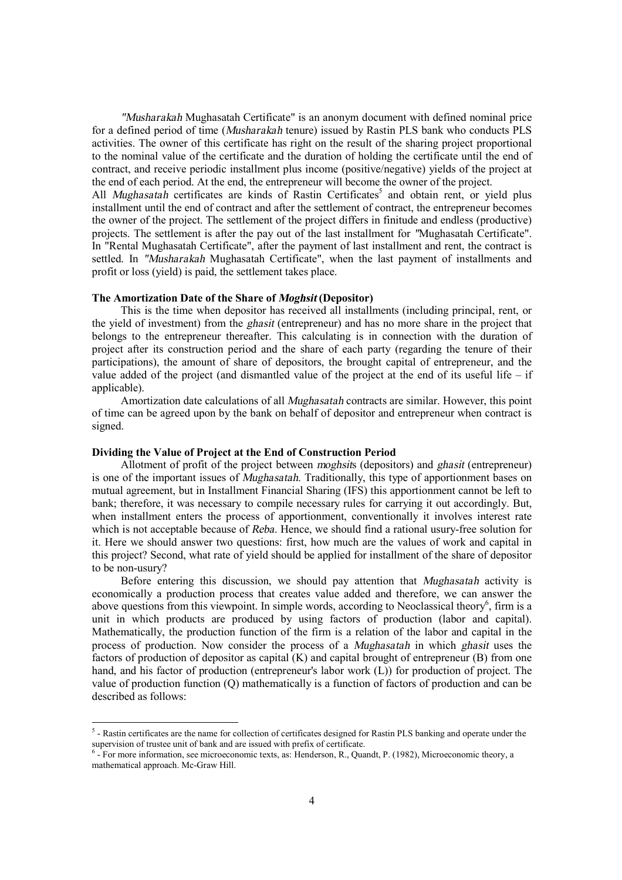"*Musharakah* Mughasatah Certificate" is an anonym document with defined nominal price for a defined period of time (*Musharakah* tenure) issued by Rastin PLS bank who conducts PLS activities. The owner of this certificate has right on the result of the sharing project proportional to the nominal value of the certificate and the duration of holding the certificate until the end of contract, and receive periodic installment plus income (positive/negative) yields of the project at the end of each period. At the end, the entrepreneur will become the owner of the project.

All *Mughasatah* certificates are kinds of Rastin Certificates[5] and obtain rent, or yield plus installment until the end of contract and after the settlement of contract, the entrepreneur becomes the owner of the project. The settlement of the project differs in finitude and endless (productive) projects. The settlement is after the pay out of the last installment for "Mughasatah Certificate". In "Rental Mughasatah Certificate", after the payment of last installment and rent, the contract is settled. In "*Musharakah* Mughasatah Certificate", when the last payment of installments and profit or loss (yield) is paid, the settlement takes place.

**The Amortization Date of the Share of *Moghsit* (Depositor)**

This is the time when depositor has received all installments (including principal, rent, or the yield of investment) from the *ghasit* (entrepreneur) and has no more share in the project that belongs to the entrepreneur thereafter. This calculating is in connection with the duration of project after its construction period and the share of each party (regarding the tenure of their participations), the amount of share of depositors, the brought capital of entrepreneur, and the value added of the project (and dismantled value of the project at the end of its useful life – if applicable).

Amortization date calculations of all *Mughasatah* contracts are similar. However, this point of time can be agreed upon by the bank on behalf of depositor and entrepreneur when contract is signed.

**Dividing the Value of Project at the End of Construction Period**

Allotment of profit of the project between *moghsit*s (depositors) and *ghasit* (entrepreneur) is one of the important issues of *Mughasatah*. Traditionally, this type of apportionment bases on mutual agreement, but in Installment Financial Sharing (IFS) this apportionment cannot be left to bank; therefore, it was necessary to compile necessary rules for carrying it out accordingly. But, when installment enters the process of apportionment, conventionally it involves interest rate which is not acceptable because of *Reba*. Hence, we should find a rational usury-free solution for it. Here we should answer two questions: first, how much are the values of work and capital in this project? Second, what rate of yield should be applied for installment of the share of depositor to be non-usury?

Before entering this discussion, we should pay attention that *Mughasatah* activity is economically a production process that creates value added and therefore, we can answer the above questions from this viewpoint. In simple words, according to Neoclassical theory[6], firm is a unit in which products are produced by using factors of production (labor and capital). Mathematically, the production function of the firm is a relation of the labor and capital in the process of production. Now consider the process of a *Mughasatah* in which *ghasit* uses the factors of production of depositor as capital (K) and capital brought of entrepreneur (B) from one hand, and his factor of production (entrepreneur's labor work (L)) for production of project. The value of production function (Q) mathematically is a function of factors of production and can be described as follows:

---

[5] - Rastin certificates are the name for collection of certificates designed for Rastin PLS banking and operate under the supervision of trustee unit of bank and are issued with prefix of certificate.

[6] - For more information, see microeconomic texts, as: Henderson, R., Quandt, P. (1982), Microeconomic theory, a mathematical approach. Mc-Graw Hill.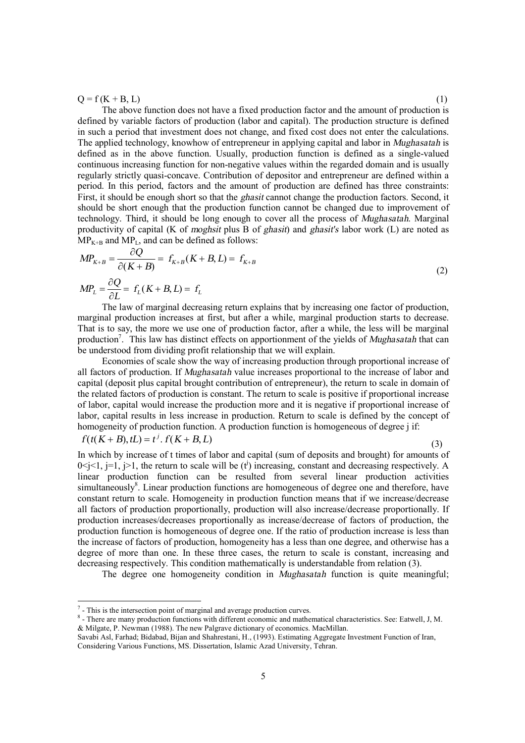$$Q = f(K + B, L) \tag{1}$$

The above function does not have a fixed production factor and the amount of production is defined by variable factors of production (labor and capital). The production structure is defined in such a period that investment does not change, and fixed cost does not enter the calculations. The applied technology, knowhow of entrepreneur in applying capital and labor in *Mughasatah* is defined as in the above function. Usually, production function is defined as a single-valued continuous increasing function for non-negative values within the regarded domain and is usually regularly strictly quasi-concave. Contribution of depositor and entrepreneur are defined within a period. In this period, factors and the amount of production are defined has three constraints: First, it should be enough short so that the *ghasit* cannot change the production factors. Second, it should be short enough that the production function cannot be changed due to improvement of technology. Third, it should be long enough to cover all the process of *Mughasatah*. Marginal productivity of capital (K of *moghsit* plus B of *ghasit*) and *ghasit's* labor work (L) are noted as $MP_{K+B}$ and $MP_L$, and can be defined as follows:

$$MP_{K+B} = \frac{\partial Q}{\partial (K+B)} = f_{K+B}(K+B, L) = f_{K+B}$$
$$MP_L = \frac{\partial Q}{\partial L} = f_L(K+B, L) = f_L \tag{2}$$

The law of marginal decreasing return explains that by increasing one factor of production, marginal production increases at first, but after a while, marginal production starts to decrease. That is to say, the more we use one of production factor, after a while, the less will be marginal production[7]. This law has distinct effects on apportionment of the yields of *Mughasatah* that can be understood from dividing profit relationship that we will explain.

Economies of scale show the way of increasing production through proportional increase of all factors of production. If *Mughasatah* value increases proportional to the increase of labor and capital (deposit plus capital brought contribution of entrepreneur), the return to scale in domain of the related factors of production is constant. The return to scale is positive if proportional increase of labor, capital would increase the production more and it is negative if proportional increase of labor, capital results in less increase in production. Return to scale is defined by the concept of homogeneity of production function. A production function is homogeneous of degree j if:

$$f(t(K+B), tL) = t^j . f(K+B, L) \tag{3}$$

In which by increase of t times of labor and capital (sum of deposits and brought) for amounts of $0<j<1$, $j=1$, $j>1$, the return to scale will be ($t^j$) increasing, constant and decreasing respectively. A linear production function can be resulted from several linear production activities simultaneously[8]. Linear production functions are homogeneous of degree one and therefore, have constant return to scale. Homogeneity in production function means that if we increase/decrease all factors of production proportionally, production will also increase/decrease proportionally. If production increases/decreases proportionally as increase/decrease of factors of production, the production function is homogeneous of degree one. If the ratio of production increase is less than the increase of factors of production, homogeneity has a less than one degree, and otherwise has a degree of more than one. In these three cases, the return to scale is constant, increasing and decreasing respectively. This condition mathematically is understandable from relation (3).

The degree one homogeneity condition in *Mughasatah* function is quite meaningful;

---

[7] - This is the intersection point of marginal and average production curves.

[8] - There are many production functions with different economic and mathematical characteristics. See: Eatwell, J, M. & Milgate, P. Newman (1988). The new Palgrave dictionary of economics. MacMillan.

Savabi Asl, Farhad; Bidabad, Bijan and Shahrestani, H., (1993). Estimating Aggregate Investment Function of Iran, Considering Various Functions, MS. Dissertation, Islamic Azad University, Tehran.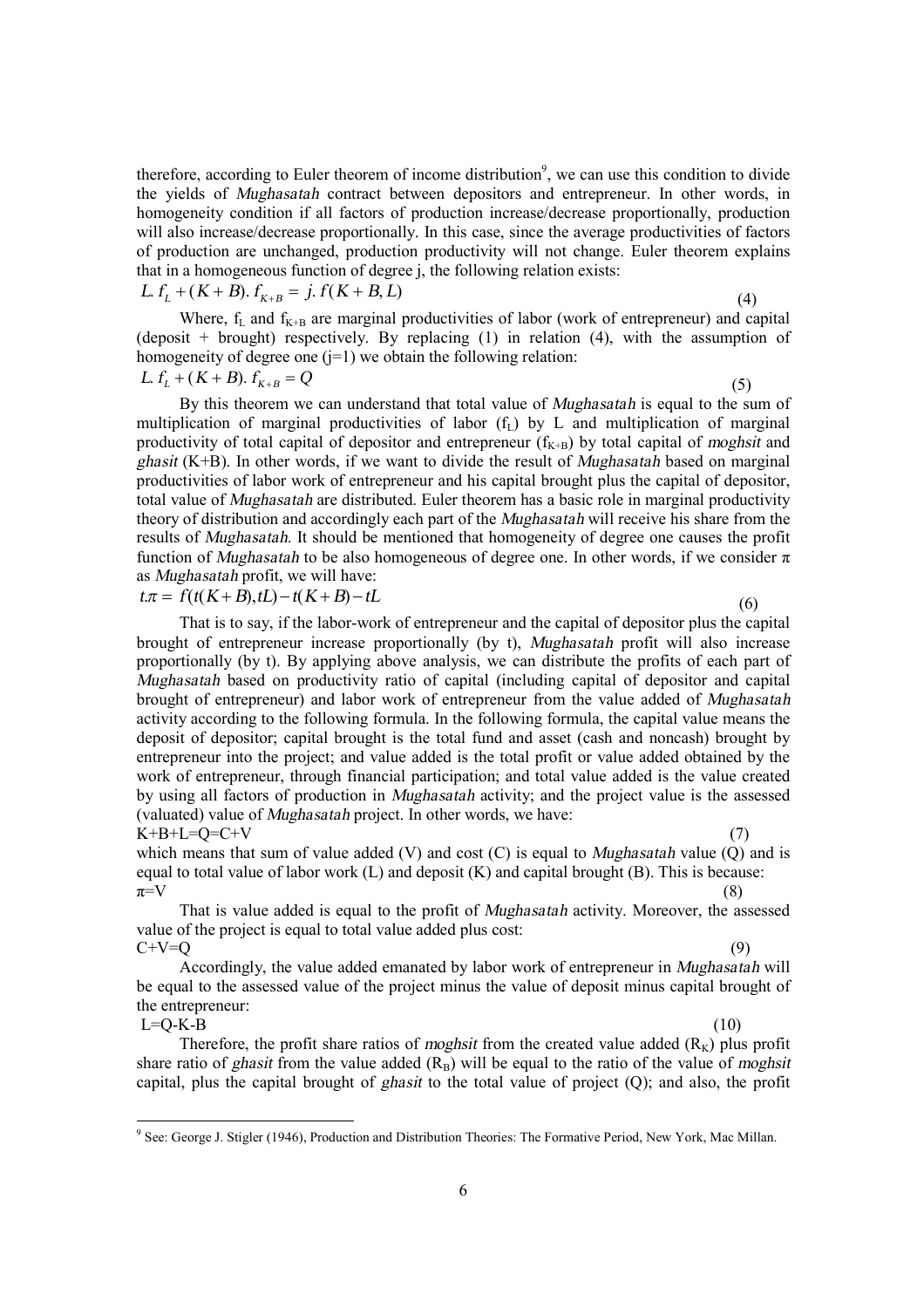therefore, according to Euler theorem of income distribution[9], we can use this condition to divide the yields of *Mughasatah* contract between depositors and entrepreneur. In other words, in homogeneity condition if all factors of production increase/decrease proportionally, production will also increase/decrease proportionally. In this case, since the average productivities of factors of production are unchanged, production productivity will not change. Euler theorem explains that in a homogeneous function of degree j, the following relation exists:

$$L.\, f_L + (K+B).\, f_{K+B} = j.\, f(K+B, L) \tag{4}$$

Where, $f_L$ and $f_{K+B}$ are marginal productivities of labor (work of entrepreneur) and capital (deposit + brought) respectively. By replacing (1) in relation (4), with the assumption of homogeneity of degree one (j=1) we obtain the following relation:

$$L.\, f_L + (K+B).\, f_{K+B} = Q \tag{5}$$

By this theorem we can understand that total value of *Mughasatah* is equal to the sum of multiplication of marginal productivities of labor ($f_L$) by L and multiplication of marginal productivity of total capital of depositor and entrepreneur ($f_{K+B}$) by total capital of *moghsit* and *ghasit* (K+B). In other words, if we want to divide the result of *Mughasatah* based on marginal productivities of labor work of entrepreneur and his capital brought plus the capital of depositor, total value of *Mughasatah* are distributed. Euler theorem has a basic role in marginal productivity theory of distribution and accordingly each part of the *Mughasatah* will receive his share from the results of *Mughasatah*. It should be mentioned that homogeneity of degree one causes the profit function of *Mughasatah* to be also homogeneous of degree one. In other words, if we consider $\pi$ as *Mughasatah* profit, we will have:

$$t.\pi = f(t(K+B), tL) - t(K+B) - tL \tag{6}$$

That is to say, if the labor-work of entrepreneur and the capital of depositor plus the capital brought of entrepreneur increase proportionally (by t), *Mughasatah* profit will also increase proportionally (by t). By applying above analysis, we can distribute the profits of each part of *Mughasatah* based on productivity ratio of capital (including capital of depositor and capital brought of entrepreneur) and labor work of entrepreneur from the value added of *Mughasatah* activity according to the following formula. In the following formula, the capital value means the deposit of depositor; capital brought is the total fund and asset (cash and noncash) brought by entrepreneur into the project; and value added is the total profit or value added obtained by the work of entrepreneur, through financial participation; and total value added is the value created by using all factors of production in *Mughasatah* activity; and the project value is the assessed (valuated) value of *Mughasatah* project. In other words, we have:

$$K+B+L=Q=C+V \tag{7}$$

which means that sum of value added (V) and cost (C) is equal to *Mughasatah* value (Q) and is equal to total value of labor work (L) and deposit (K) and capital brought (B). This is because:

$$\pi=V \tag{8}$$

That is value added is equal to the profit of *Mughasatah* activity. Moreover, the assessed value of the project is equal to total value added plus cost:

$$C+V=Q \tag{9}$$

Accordingly, the value added emanated by labor work of entrepreneur in *Mughasatah* will be equal to the assessed value of the project minus the value of deposit minus capital brought of the entrepreneur:

$$L=Q-K-B \tag{10}$$

Therefore, the profit share ratios of *moghsit* from the created value added ($R_K$) plus profit share ratio of *ghasit* from the value added ($R_B$) will be equal to the ratio of the value of *moghsit* capital, plus the capital brought of *ghasit* to the total value of project (Q); and also, the profit

[9] See: George J. Stigler (1946), Production and Distribution Theories: The Formative Period, New York, Mac Millan.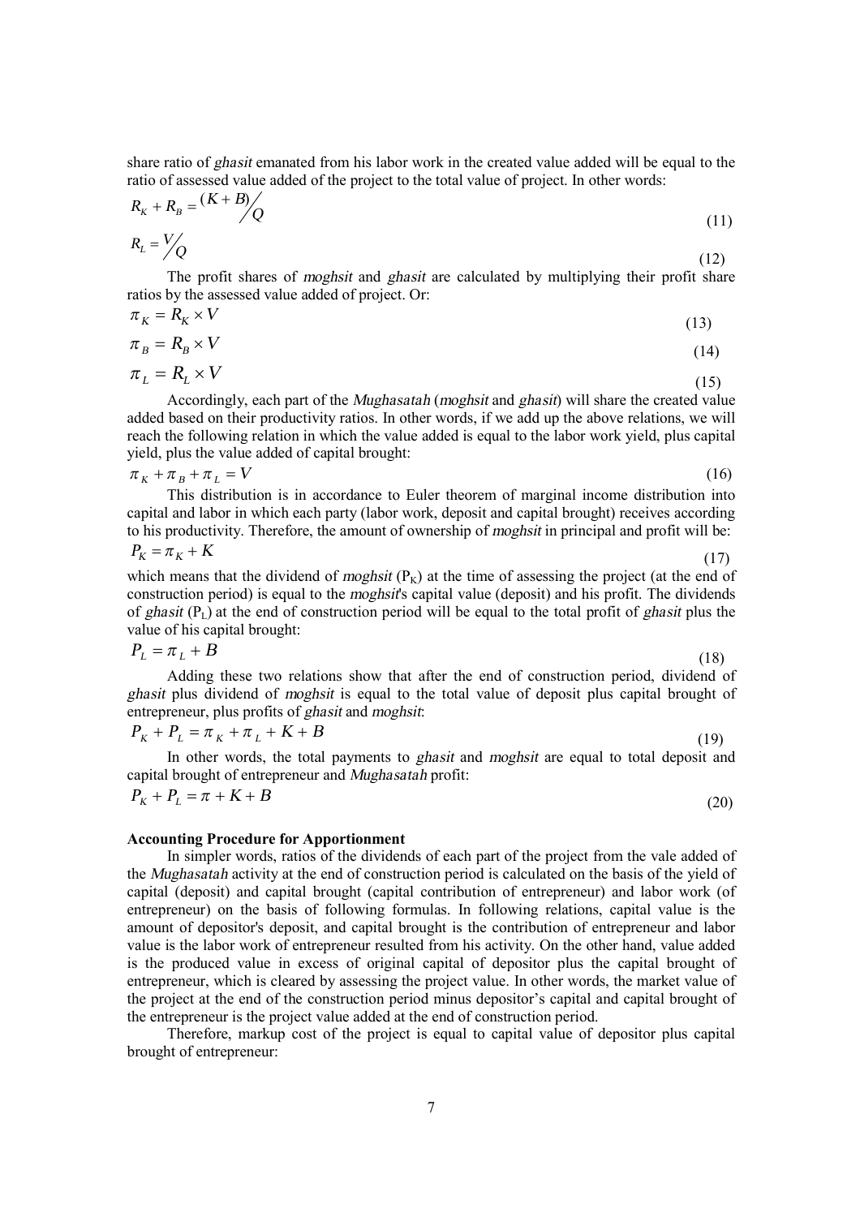share ratio of *ghasit* emanated from his labor work in the created value added will be equal to the ratio of assessed value added of the project to the total value of project. In other words:

$$R_K + R_B = {(K+B)}\big/{Q} \tag{11}$$

$$R_L = {V}\big/{Q} \tag{12}$$

The profit shares of *moghsit* and *ghasit* are calculated by multiplying their profit share ratios by the assessed value added of project. Or:

$$\pi_K = R_K \times V \tag{13}$$

$$\pi_B = R_B \times V \tag{14}$$

$$\pi_L = R_L \times V \tag{15}$$

Accordingly, each part of the *Mughasatah* (*moghsit* and *ghasit*) will share the created value added based on their productivity ratios. In other words, if we add up the above relations, we will reach the following relation in which the value added is equal to the labor work yield, plus capital yield, plus the value added of capital brought:

$$\pi_K + \pi_B + \pi_L = V \tag{16}$$

This distribution is in accordance to Euler theorem of marginal income distribution into capital and labor in which each party (labor work, deposit and capital brought) receives according to his productivity. Therefore, the amount of ownership of *moghsit* in principal and profit will be:

$$P_K = \pi_K + K \tag{17}$$

which means that the dividend of *moghsit* ($P_K$) at the time of assessing the project (at the end of construction period) is equal to the *moghsit*'s capital value (deposit) and his profit. The dividends of *ghasit* ($P_L$) at the end of construction period will be equal to the total profit of *ghasit* plus the value of his capital brought:

$$P_L = \pi_L + B \tag{18}$$

Adding these two relations show that after the end of construction period, dividend of *ghasit* plus dividend of *moghsit* is equal to the total value of deposit plus capital brought of entrepreneur, plus profits of *ghasit* and *moghsit*:

$$P_K + P_L = \pi_K + \pi_L + K + B \tag{19}$$

In other words, the total payments to *ghasit* and *moghsit* are equal to total deposit and capital brought of entrepreneur and *Mughasatah* profit:

$$P_K + P_L = \pi + K + B \tag{20}$$

**Accounting Procedure for Apportionment**

In simpler words, ratios of the dividends of each part of the project from the vale added of the *Mughasatah* activity at the end of construction period is calculated on the basis of the yield of capital (deposit) and capital brought (capital contribution of entrepreneur) and labor work (of entrepreneur) on the basis of following formulas. In following relations, capital value is the amount of depositor's deposit, and capital brought is the contribution of entrepreneur and labor value is the labor work of entrepreneur resulted from his activity. On the other hand, value added is the produced value in excess of original capital of depositor plus the capital brought of entrepreneur, which is cleared by assessing the project value. In other words, the market value of the project at the end of the construction period minus depositor's capital and capital brought of the entrepreneur is the project value added at the end of construction period.

Therefore, markup cost of the project is equal to capital value of depositor plus capital brought of entrepreneur: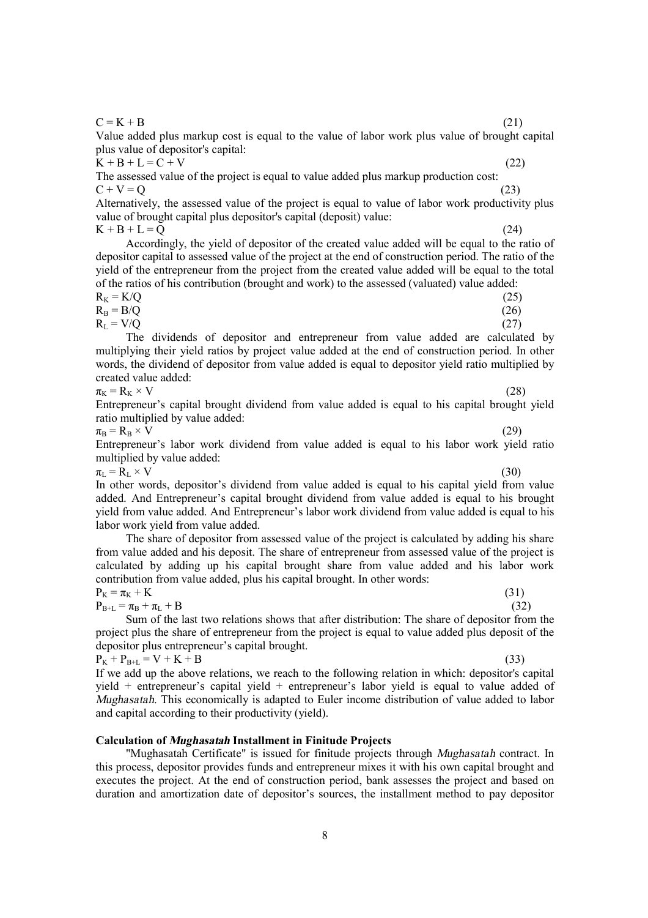$$C = K + B \tag{21}$$

Value added plus markup cost is equal to the value of labor work plus value of brought capital plus value of depositor's capital:

$$K + B + L = C + V \tag{22}$$

The assessed value of the project is equal to value added plus markup production cost:

$$C + V = Q \tag{23}$$

Alternatively, the assessed value of the project is equal to value of labor work productivity plus value of brought capital plus depositor's capital (deposit) value:

$$K + B + L = Q \tag{24}$$

Accordingly, the yield of depositor of the created value added will be equal to the ratio of depositor capital to assessed value of the project at the end of construction period. The ratio of the yield of the entrepreneur from the project from the created value added will be equal to the total of the ratios of his contribution (brought and work) to the assessed (valuated) value added:

$$R_K = K/Q \tag{25}$$

$$R_B = B/Q \tag{26}$$

$$R_L = V/Q \tag{27}$$

The dividends of depositor and entrepreneur from value added are calculated by multiplying their yield ratios by project value added at the end of construction period. In other words, the dividend of depositor from value added is equal to depositor yield ratio multiplied by created value added:

$$\pi_K = R_K \times V \tag{28}$$

Entrepreneur's capital brought dividend from value added is equal to his capital brought yield ratio multiplied by value added:

$$\pi_B = R_B \times V \tag{29}$$

Entrepreneur's labor work dividend from value added is equal to his labor work yield ratio multiplied by value added:

$$\pi_L = R_L \times V \tag{30}$$

In other words, depositor's dividend from value added is equal to his capital yield from value added. And Entrepreneur's capital brought dividend from value added is equal to his brought yield from value added. And Entrepreneur's labor work dividend from value added is equal to his labor work yield from value added.

The share of depositor from assessed value of the project is calculated by adding his share from value added and his deposit. The share of entrepreneur from assessed value of the project is calculated by adding up his capital brought share from value added and his labor work contribution from value added, plus his capital brought. In other words:

$$P_K = \pi_K + K \tag{31}$$

$$P_{B+L} = \pi_B + \pi_L + B \tag{32}$$

Sum of the last two relations shows that after distribution: The share of depositor from the project plus the share of entrepreneur from the project is equal to value added plus deposit of the depositor plus entrepreneur's capital brought.

$$P_K + P_{B+L} = V + K + B \tag{33}$$

If we add up the above relations, we reach to the following relation in which: depositor's capital yield + entrepreneur's capital yield + entrepreneur's labor yield is equal to value added of *Mughasatah*. This economically is adapted to Euler income distribution of value added to labor and capital according to their productivity (yield).

### Calculation of *Mughasatah* Installment in Finitude Projects

"Mughasatah Certificate" is issued for finitude projects through *Mughasatah* contract. In this process, depositor provides funds and entrepreneur mixes it with his own capital brought and executes the project. At the end of construction period, bank assesses the project and based on duration and amortization date of depositor's sources, the installment method to pay depositor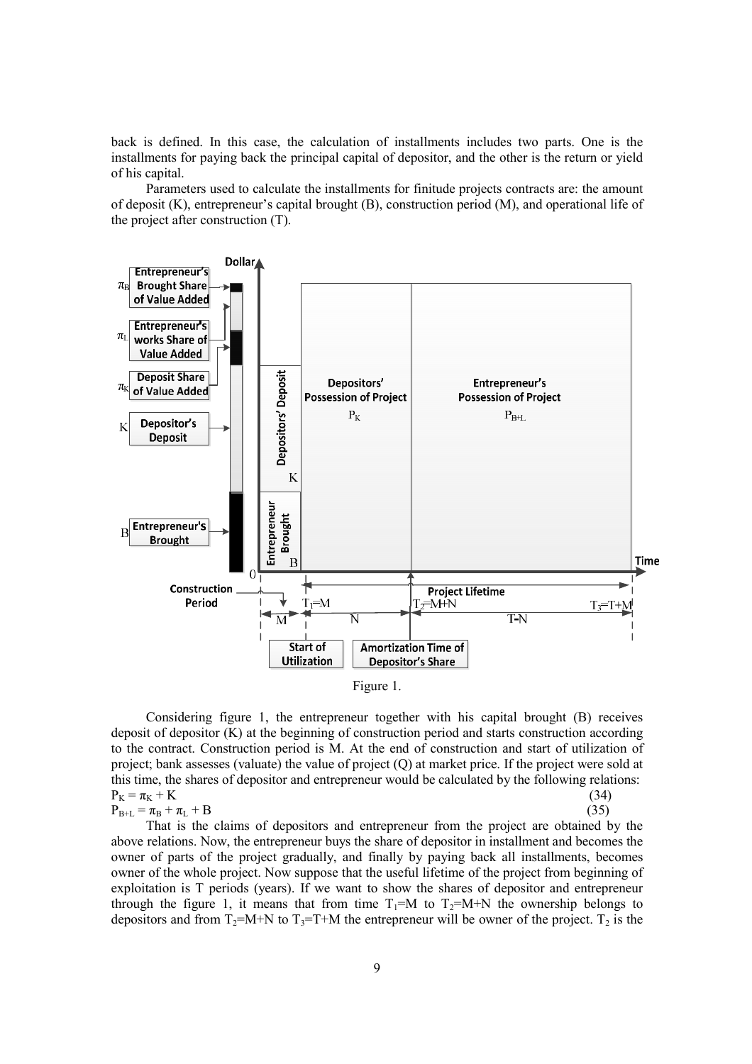back is defined. In this case, the calculation of installments includes two parts. One is the installments for paying back the principal capital of depositor, and the other is the return or yield of his capital.

Parameters used to calculate the installments for finitude projects contracts are: the amount of deposit (K), entrepreneur's capital brought (B), construction period (M), and operational life of the project after construction (T).

Figure 1.

Considering figure 1, the entrepreneur together with his capital brought (B) receives deposit of depositor (K) at the beginning of construction period and starts construction according to the contract. Construction period is M. At the end of construction and start of utilization of project; bank assesses (valuate) the value of project (Q) at market price. If the project were sold at this time, the shares of depositor and entrepreneur would be calculated by the following relations:

$$P_K = \pi_K + K \tag{34}$$

$$P_{B+L} = \pi_B + \pi_L + B \tag{35}$$

That is the claims of depositors and entrepreneur from the project are obtained by the above relations. Now, the entrepreneur buys the share of depositor in installment and becomes the owner of parts of the project gradually, and finally by paying back all installments, becomes owner of the whole project. Now suppose that the useful lifetime of the project from beginning of exploitation is T periods (years). If we want to show the shares of depositor and entrepreneur through the figure 1, it means that from time $T_1$=M to $T_2$=M+N the ownership belongs to depositors and from $T_2$=M+N to $T_3$=T+M the entrepreneur will be owner of the project. $T_2$ is the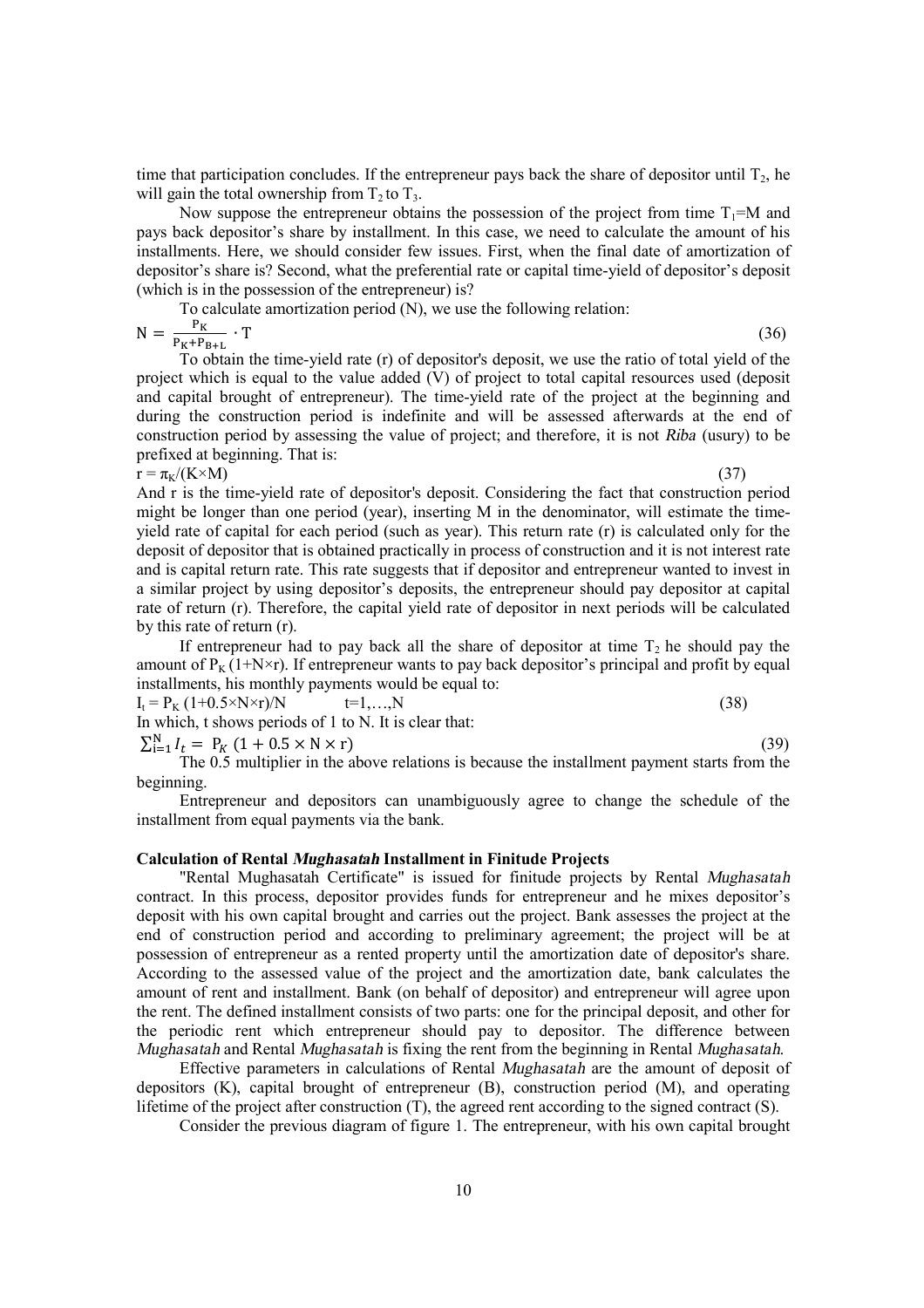time that participation concludes. If the entrepreneur pays back the share of depositor until $T_2$, he will gain the total ownership from $T_2$ to $T_3$.

Now suppose the entrepreneur obtains the possession of the project from time $T_1$=M and pays back depositor's share by installment. In this case, we need to calculate the amount of his installments. Here, we should consider few issues. First, when the final date of amortization of depositor's share is? Second, what the preferential rate or capital time-yield of depositor's deposit (which is in the possession of the entrepreneur) is?

To calculate amortization period (N), we use the following relation:

$$N = \frac{P_K}{P_K + P_{B+L}} \cdot T \tag{36}$$

To obtain the time-yield rate (r) of depositor's deposit, we use the ratio of total yield of the project which is equal to the value added (V) of project to total capital resources used (deposit and capital brought of entrepreneur). The time-yield rate of the project at the beginning and during the construction period is indefinite and will be assessed afterwards at the end of construction period by assessing the value of project; and therefore, it is not *Riba* (usury) to be prefixed at beginning. That is:

$$r = \pi_K/(K \times M) \tag{37}$$

And r is the time-yield rate of depositor's deposit. Considering the fact that construction period might be longer than one period (year), inserting M in the denominator, will estimate the time-yield rate of capital for each period (such as year). This return rate (r) is calculated only for the deposit of depositor that is obtained practically in process of construction and it is not interest rate and is capital return rate. This rate suggests that if depositor and entrepreneur wanted to invest in a similar project by using depositor's deposits, the entrepreneur should pay depositor at capital rate of return (r). Therefore, the capital yield rate of depositor in next periods will be calculated by this rate of return (r).

If entrepreneur had to pay back all the share of depositor at time $T_2$ he should pay the amount of $P_K (1+N\times r)$. If entrepreneur wants to pay back depositor's principal and profit by equal installments, his monthly payments would be equal to:

$$I_t = P_K (1+0.5\times N\times r)/N \qquad t=1,\ldots,N \tag{38}$$

In which, t shows periods of 1 to N. It is clear that:

$$\sum_{i=1}^{N} I_t = P_K (1 + 0.5 \times N \times r) \tag{39}$$

The 0.5 multiplier in the above relations is because the installment payment starts from the beginning.

Entrepreneur and depositors can unambiguously agree to change the schedule of the installment from equal payments via the bank.

### Calculation of Rental *Mughasatah* Installment in Finitude Projects

"Rental Mughasatah Certificate" is issued for finitude projects by Rental *Mughasatah* contract. In this process, depositor provides funds for entrepreneur and he mixes depositor's deposit with his own capital brought and carries out the project. Bank assesses the project at the end of construction period and according to preliminary agreement; the project will be at possession of entrepreneur as a rented property until the amortization date of depositor's share. According to the assessed value of the project and the amortization date, bank calculates the amount of rent and installment. Bank (on behalf of depositor) and entrepreneur will agree upon the rent. The defined installment consists of two parts: one for the principal deposit, and other for the periodic rent which entrepreneur should pay to depositor. The difference between *Mughasatah* and Rental *Mughasatah* is fixing the rent from the beginning in Rental *Mughasatah*.

Effective parameters in calculations of Rental *Mughasatah* are the amount of deposit of depositors (K), capital brought of entrepreneur (B), construction period (M), and operating lifetime of the project after construction (T), the agreed rent according to the signed contract (S).

Consider the previous diagram of figure 1. The entrepreneur, with his own capital brought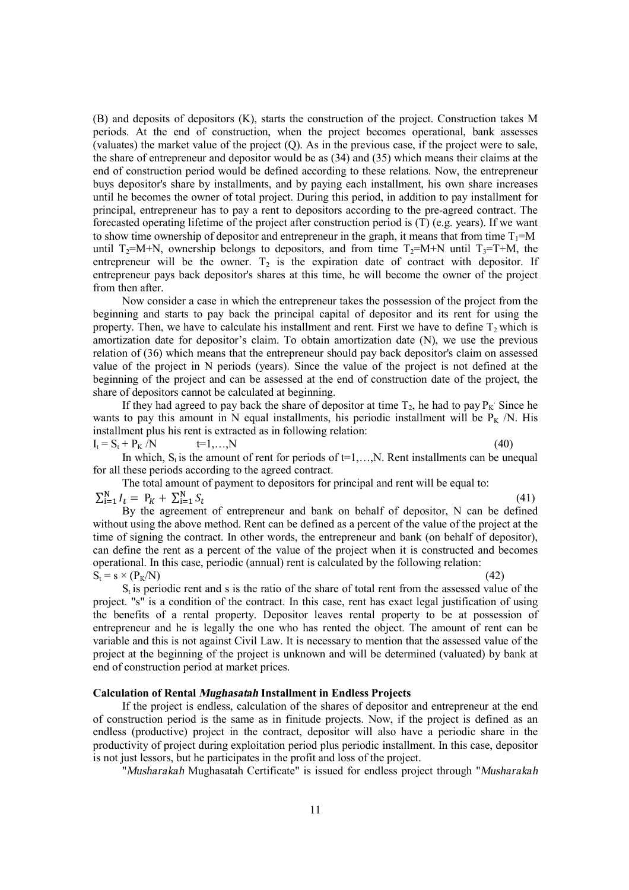(B) and deposits of depositors (K), starts the construction of the project. Construction takes M periods. At the end of construction, when the project becomes operational, bank assesses (valuates) the market value of the project (Q). As in the previous case, if the project were to sale, the share of entrepreneur and depositor would be as (34) and (35) which means their claims at the end of construction period would be defined according to these relations. Now, the entrepreneur buys depositor's share by installments, and by paying each installment, his own share increases until he becomes the owner of total project. During this period, in addition to pay installment for principal, entrepreneur has to pay a rent to depositors according to the pre-agreed contract. The forecasted operating lifetime of the project after construction period is (T) (e.g. years). If we want to show time ownership of depositor and entrepreneur in the graph, it means that from time $T_1$=M until $T_2$=M+N, ownership belongs to depositors, and from time $T_2$=M+N until $T_3$=T+M, the entrepreneur will be the owner. $T_2$ is the expiration date of contract with depositor. If entrepreneur pays back depositor's shares at this time, he will become the owner of the project from then after.

Now consider a case in which the entrepreneur takes the possession of the project from the beginning and starts to pay back the principal capital of depositor and its rent for using the property. Then, we have to calculate his installment and rent. First we have to define $T_2$ which is amortization date for depositor's claim. To obtain amortization date (N), we use the previous relation of (36) which means that the entrepreneur should pay back depositor's claim on assessed value of the project in N periods (years). Since the value of the project is not defined at the beginning of the project and can be assessed at the end of construction date of the project, the share of depositors cannot be calculated at beginning.

If they had agreed to pay back the share of depositor at time $T_2$, he had to pay $P_K$. Since he wants to pay this amount in N equal installments, his periodic installment will be $P_K$ /N. His installment plus his rent is extracted as in following relation:

$$I_t = S_t + P_K / N \qquad t=1,\dots,N \tag{40}$$

In which, $S_t$ is the amount of rent for periods of t=1,…,N. Rent installments can be unequal for all these periods according to the agreed contract.

The total amount of payment to depositors for principal and rent will be equal to:

$$\sum_{i=1}^{N} I_t = P_K + \sum_{i=1}^{N} S_t \tag{41}$$

By the agreement of entrepreneur and bank on behalf of depositor, N can be defined without using the above method. Rent can be defined as a percent of the value of the project at the time of signing the contract. In other words, the entrepreneur and bank (on behalf of depositor), can define the rent as a percent of the value of the project when it is constructed and becomes operational. In this case, periodic (annual) rent is calculated by the following relation:

$$S_t = s \times (P_K/N) \tag{42}$$

$S_t$ is periodic rent and s is the ratio of the share of total rent from the assessed value of the project. "s" is a condition of the contract. In this case, rent has exact legal justification of using the benefits of a rental property. Depositor leaves rental property to be at possession of entrepreneur and he is legally the one who has rented the object. The amount of rent can be variable and this is not against Civil Law. It is necessary to mention that the assessed value of the project at the beginning of the project is unknown and will be determined (valuated) by bank at end of construction period at market prices.

**Calculation of Rental *Mughasatah* Installment in Endless Projects**

If the project is endless, calculation of the shares of depositor and entrepreneur at the end of construction period is the same as in finitude projects. Now, if the project is defined as an endless (productive) project in the contract, depositor will also have a periodic share in the productivity of project during exploitation period plus periodic installment. In this case, depositor is not just lessors, but he participates in the profit and loss of the project.

"*Musharakah* Mughasatah Certificate" is issued for endless project through "*Musharakah*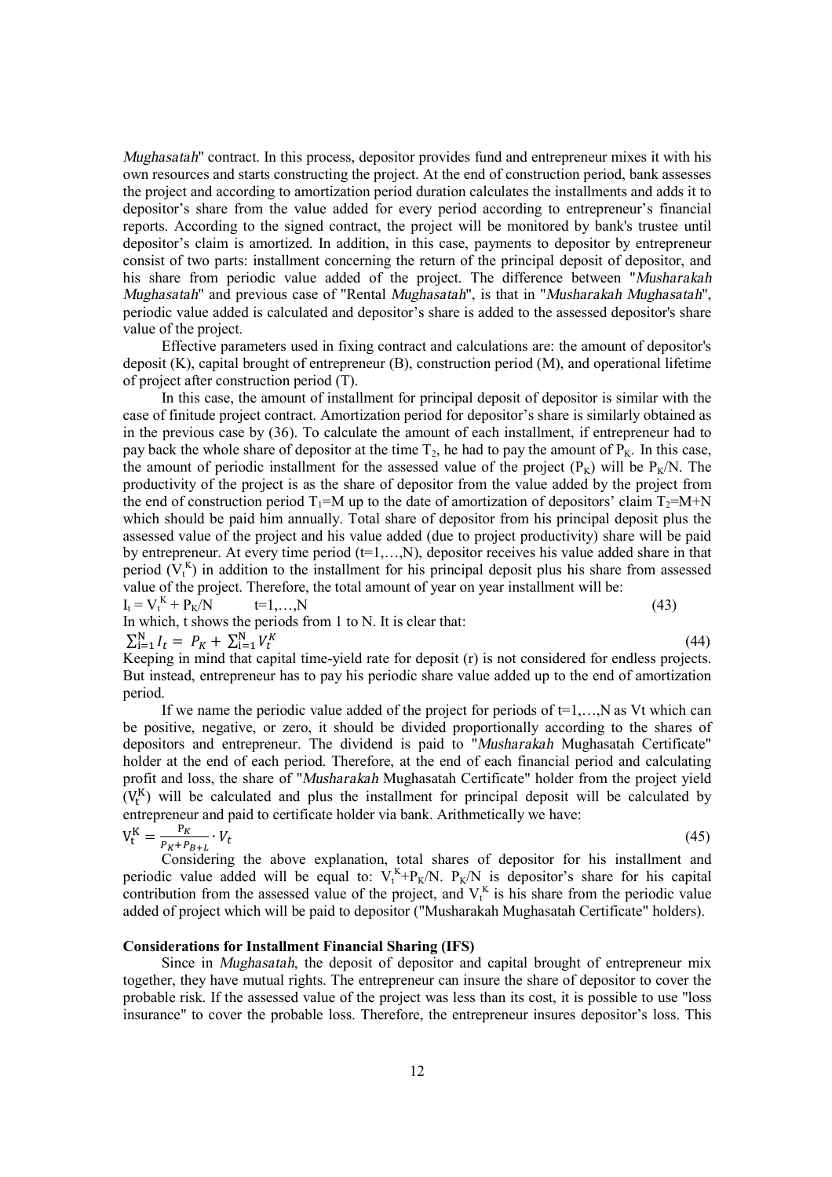*Mughasatah*" contract. In this process, depositor provides fund and entrepreneur mixes it with his own resources and starts constructing the project. At the end of construction period, bank assesses the project and according to amortization period duration calculates the installments and adds it to depositor's share from the value added for every period according to entrepreneur's financial reports. According to the signed contract, the project will be monitored by bank's trustee until depositor's claim is amortized. In addition, in this case, payments to depositor by entrepreneur consist of two parts: installment concerning the return of the principal deposit of depositor, and his share from periodic value added of the project. The difference between "*Musharakah Mughasatah*" and previous case of "Rental *Mughasatah*", is that in "*Musharakah Mughasatah*", periodic value added is calculated and depositor's share is added to the assessed depositor's share value of the project.

Effective parameters used in fixing contract and calculations are: the amount of depositor's deposit (K), capital brought of entrepreneur (B), construction period (M), and operational lifetime of project after construction period (T).

In this case, the amount of installment for principal deposit of depositor is similar with the case of finitude project contract. Amortization period for depositor's share is similarly obtained as in the previous case by (36). To calculate the amount of each installment, if entrepreneur had to pay back the whole share of depositor at the time $T_2$, he had to pay the amount of $P_K$. In this case, the amount of periodic installment for the assessed value of the project ($P_K$) will be $P_K/N$. The productivity of the project is as the share of depositor from the value added by the project from the end of construction period $T_1=M$ up to the date of amortization of depositors' claim $T_2=M+N$ which should be paid him annually. Total share of depositor from his principal deposit plus the assessed value of the project and his value added (due to project productivity) share will be paid by entrepreneur. At every time period ($t=1,\ldots,N$), depositor receives his value added share in that period ($V_t^K$) in addition to the installment for his principal deposit plus his share from assessed value of the project. Therefore, the total amount of year on year installment will be:

$$I_t = V_t^K + P_K/N \qquad t=1,\ldots,N \tag{43}$$

In which, t shows the periods from 1 to N. It is clear that:

$$\sum_{i=1}^{N} I_t = P_K + \sum_{i=1}^{N} V_t^K \tag{44}$$

Keeping in mind that capital time-yield rate for deposit (r) is not considered for endless projects. But instead, entrepreneur has to pay his periodic share value added up to the end of amortization period.

If we name the periodic value added of the project for periods of $t=1,\ldots,N$ as Vt which can be positive, negative, or zero, it should be divided proportionally according to the shares of depositors and entrepreneur. The dividend is paid to "*Musharakah* Mughasatah Certificate" holder at the end of each period. Therefore, at the end of each financial period and calculating profit and loss, the share of "*Musharakah* Mughasatah Certificate" holder from the project yield ($V_t^K$) will be calculated and plus the installment for principal deposit will be calculated by entrepreneur and paid to certificate holder via bank. Arithmetically we have:

$$V_t^K = \frac{P_K}{P_K + P_{B+L}} \cdot V_t \tag{45}$$

Considering the above explanation, total shares of depositor for his installment and periodic value added will be equal to: $V_t^K + P_K/N$. $P_K/N$ is depositor's share for his capital contribution from the assessed value of the project, and $V_t^K$ is his share from the periodic value added of project which will be paid to depositor ("Musharakah Mughasatah Certificate" holders).

**Considerations for Installment Financial Sharing (IFS)**

Since in *Mughasatah*, the deposit of depositor and capital brought of entrepreneur mix together, they have mutual rights. The entrepreneur can insure the share of depositor to cover the probable risk. If the assessed value of the project was less than its cost, it is possible to use "loss insurance" to cover the probable loss. Therefore, the entrepreneur insures depositor's loss. This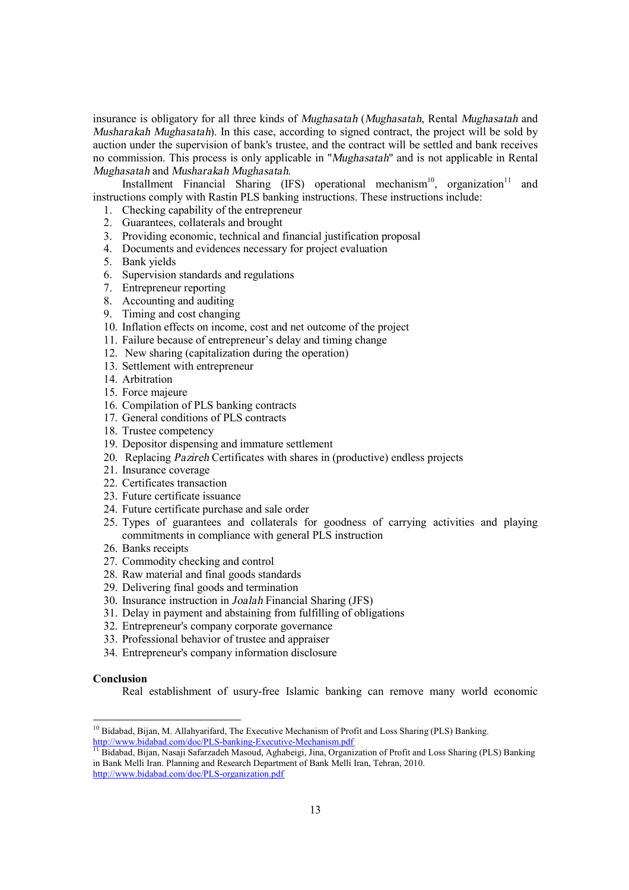insurance is obligatory for all three kinds of *Mughasatah* (*Mughasatah*, Rental *Mughasatah* and *Musharakah Mughasatah*). In this case, according to signed contract, the project will be sold by auction under the supervision of bank's trustee, and the contract will be settled and bank receives no commission. This process is only applicable in "*Mughasatah*" and is not applicable in Rental *Mughasatah* and *Musharakah Mughasatah*.

Installment Financial Sharing (IFS) operational mechanism[10], organization[11] and instructions comply with Rastin PLS banking instructions. These instructions include:

1. Checking capability of the entrepreneur
2. Guarantees, collaterals and brought
3. Providing economic, technical and financial justification proposal
4. Documents and evidences necessary for project evaluation
5. Bank yields
6. Supervision standards and regulations
7. Entrepreneur reporting
8. Accounting and auditing
9. Timing and cost changing
10. Inflation effects on income, cost and net outcome of the project
11. Failure because of entrepreneur's delay and timing change
12. New sharing (capitalization during the operation)
13. Settlement with entrepreneur
14. Arbitration
15. Force majeure
16. Compilation of PLS banking contracts
17. General conditions of PLS contracts
18. Trustee competency
19. Depositor dispensing and immature settlement
20. Replacing *Pazireh* Certificates with shares in (productive) endless projects
21. Insurance coverage
22. Certificates transaction
23. Future certificate issuance
24. Future certificate purchase and sale order
25. Types of guarantees and collaterals for goodness of carrying activities and playing commitments in compliance with general PLS instruction
26. Banks receipts
27. Commodity checking and control
28. Raw material and final goods standards
29. Delivering final goods and termination
30. Insurance instruction in *Joalah* Financial Sharing (JFS)
31. Delay in payment and abstaining from fulfilling of obligations
32. Entrepreneur's company corporate governance
33. Professional behavior of trustee and appraiser
34. Entrepreneur's company information disclosure

**Conclusion**

Real establishment of usury-free Islamic banking can remove many world economic

---

[10] Bidabad, Bijan, M. Allahyarifard, The Executive Mechanism of Profit and Loss Sharing (PLS) Banking. http://www.bidabad.com/doc/PLS-banking-Executive-Mechanism.pdf

[11] Bidabad, Bijan, Nasaji Safarzadeh Masoud, Aghabeigi, Jina, Organization of Profit and Loss Sharing (PLS) Banking in Bank Melli Iran. Planning and Research Department of Bank Melli Iran, Tehran, 2010. http://www.bidabad.com/doc/PLS-organization.pdf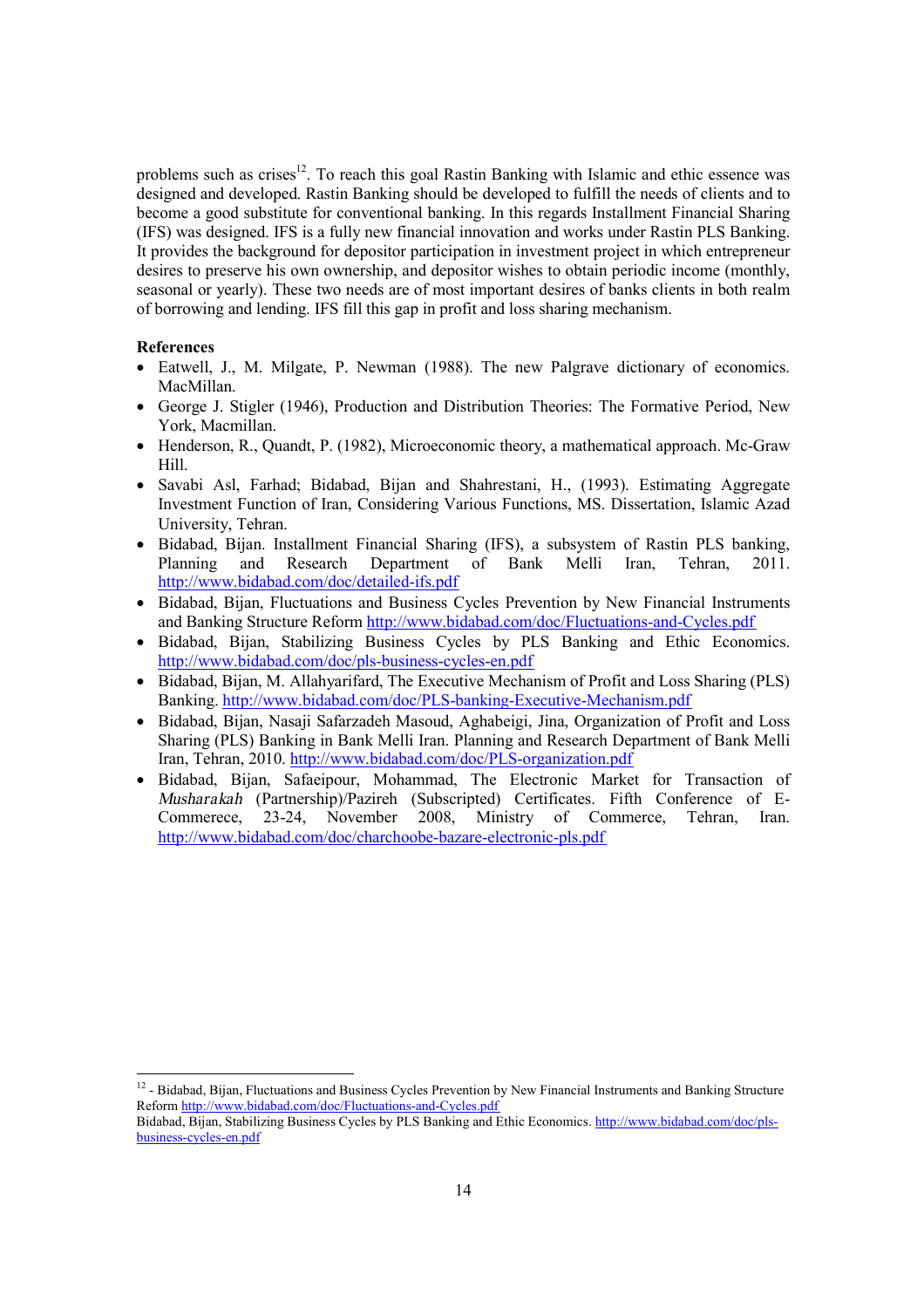problems such as crises[12]. To reach this goal Rastin Banking with Islamic and ethic essence was designed and developed. Rastin Banking should be developed to fulfill the needs of clients and to become a good substitute for conventional banking. In this regards Installment Financial Sharing (IFS) was designed. IFS is a fully new financial innovation and works under Rastin PLS Banking. It provides the background for depositor participation in investment project in which entrepreneur desires to preserve his own ownership, and depositor wishes to obtain periodic income (monthly, seasonal or yearly). These two needs are of most important desires of banks clients in both realm of borrowing and lending. IFS fill this gap in profit and loss sharing mechanism.

**References**

- Eatwell, J., M. Milgate, P. Newman (1988). The new Palgrave dictionary of economics. MacMillan.
- George J. Stigler (1946), Production and Distribution Theories: The Formative Period, New York, Macmillan.
- Henderson, R., Quandt, P. (1982), Microeconomic theory, a mathematical approach. Mc-Graw Hill.
- Savabi Asl, Farhad; Bidabad, Bijan and Shahrestani, H., (1993). Estimating Aggregate Investment Function of Iran, Considering Various Functions, MS. Dissertation, Islamic Azad University, Tehran.
- Bidabad, Bijan. Installment Financial Sharing (IFS), a subsystem of Rastin PLS banking, Planning and Research Department of Bank Melli Iran, Tehran, 2011. http://www.bidabad.com/doc/detailed-ifs.pdf
- Bidabad, Bijan, Fluctuations and Business Cycles Prevention by New Financial Instruments and Banking Structure Reform http://www.bidabad.com/doc/Fluctuations-and-Cycles.pdf
- Bidabad, Bijan, Stabilizing Business Cycles by PLS Banking and Ethic Economics. http://www.bidabad.com/doc/pls-business-cycles-en.pdf
- Bidabad, Bijan, M. Allahyarifard, The Executive Mechanism of Profit and Loss Sharing (PLS) Banking. http://www.bidabad.com/doc/PLS-banking-Executive-Mechanism.pdf
- Bidabad, Bijan, Nasaji Safarzadeh Masoud, Aghabeigi, Jina, Organization of Profit and Loss Sharing (PLS) Banking in Bank Melli Iran. Planning and Research Department of Bank Melli Iran, Tehran, 2010. http://www.bidabad.com/doc/PLS-organization.pdf
- Bidabad, Bijan, Safaeipour, Mohammad, The Electronic Market for Transaction of *Musharakah* (Partnership)/Pazireh (Subscripted) Certificates. Fifth Conference of E-Commerece, 23-24, November 2008, Ministry of Commerce, Tehran, Iran. http://www.bidabad.com/doc/charchoobe-bazare-electronic-pls.pdf

---

[12] - Bidabad, Bijan, Fluctuations and Business Cycles Prevention by New Financial Instruments and Banking Structure Reform http://www.bidabad.com/doc/Fluctuations-and-Cycles.pdf
Bidabad, Bijan, Stabilizing Business Cycles by PLS Banking and Ethic Economics. http://www.bidabad.com/doc/pls-business-cycles-en.pdf